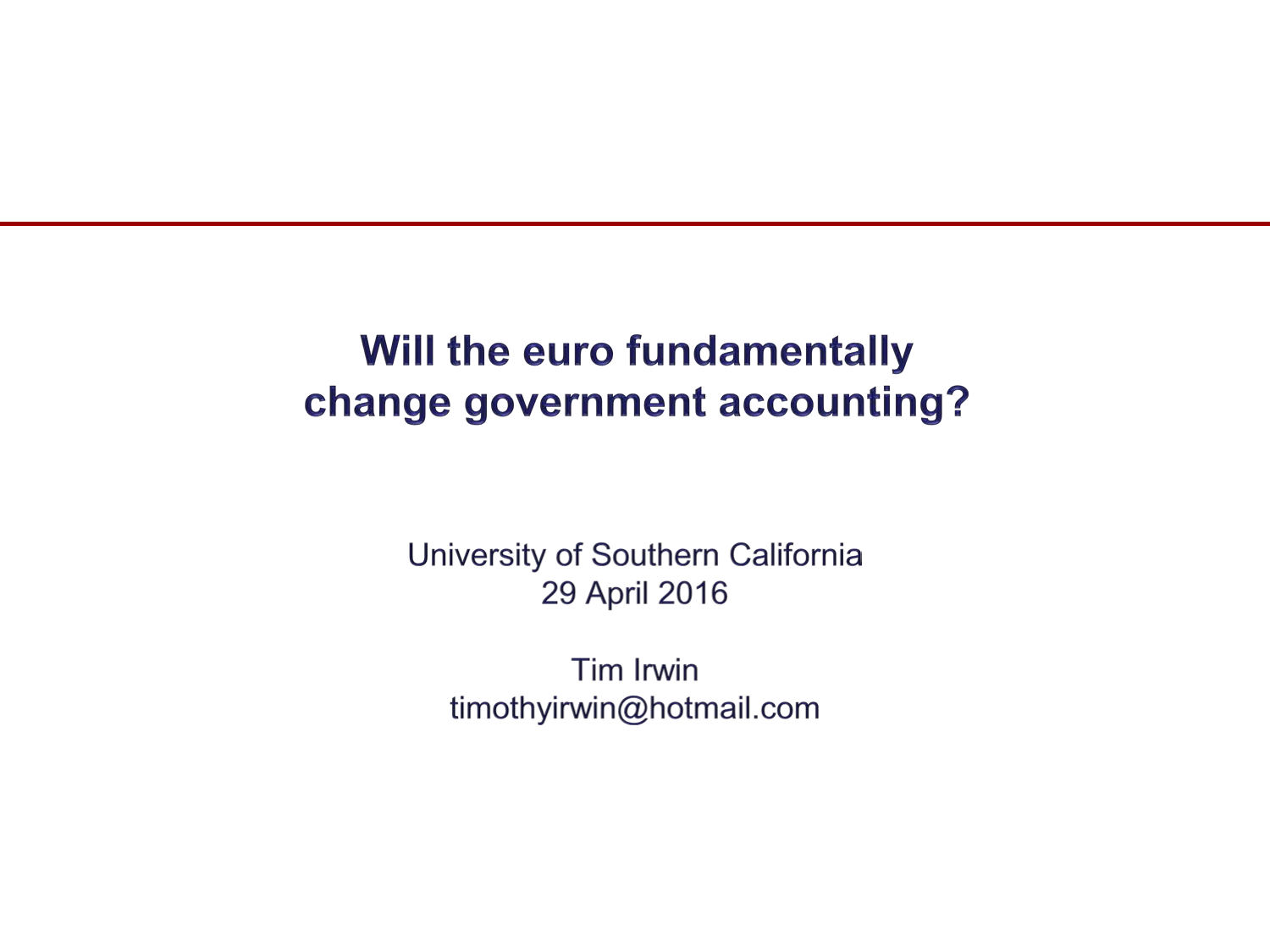# Will the euro fundamentally change government accounting?

University of Southern California
29 April 2016

Tim Irwin
timothyirwin@hotmail.com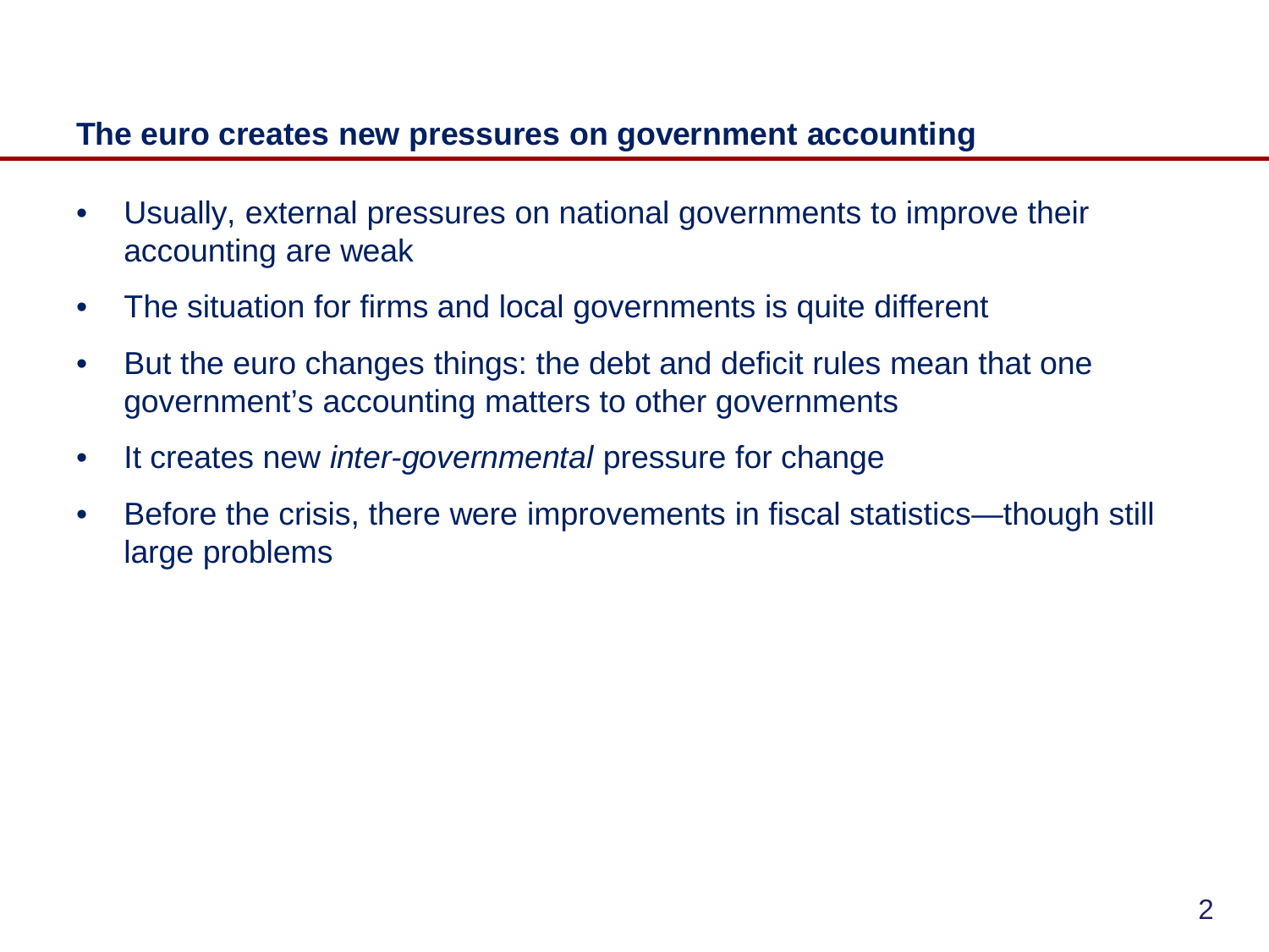## The euro creates new pressures on government accounting

- Usually, external pressures on national governments to improve their accounting are weak
- The situation for firms and local governments is quite different
- But the euro changes things: the debt and deficit rules mean that one government's accounting matters to other governments
- It creates new *inter-governmental* pressure for change
- Before the crisis, there were improvements in fiscal statistics—though still large problems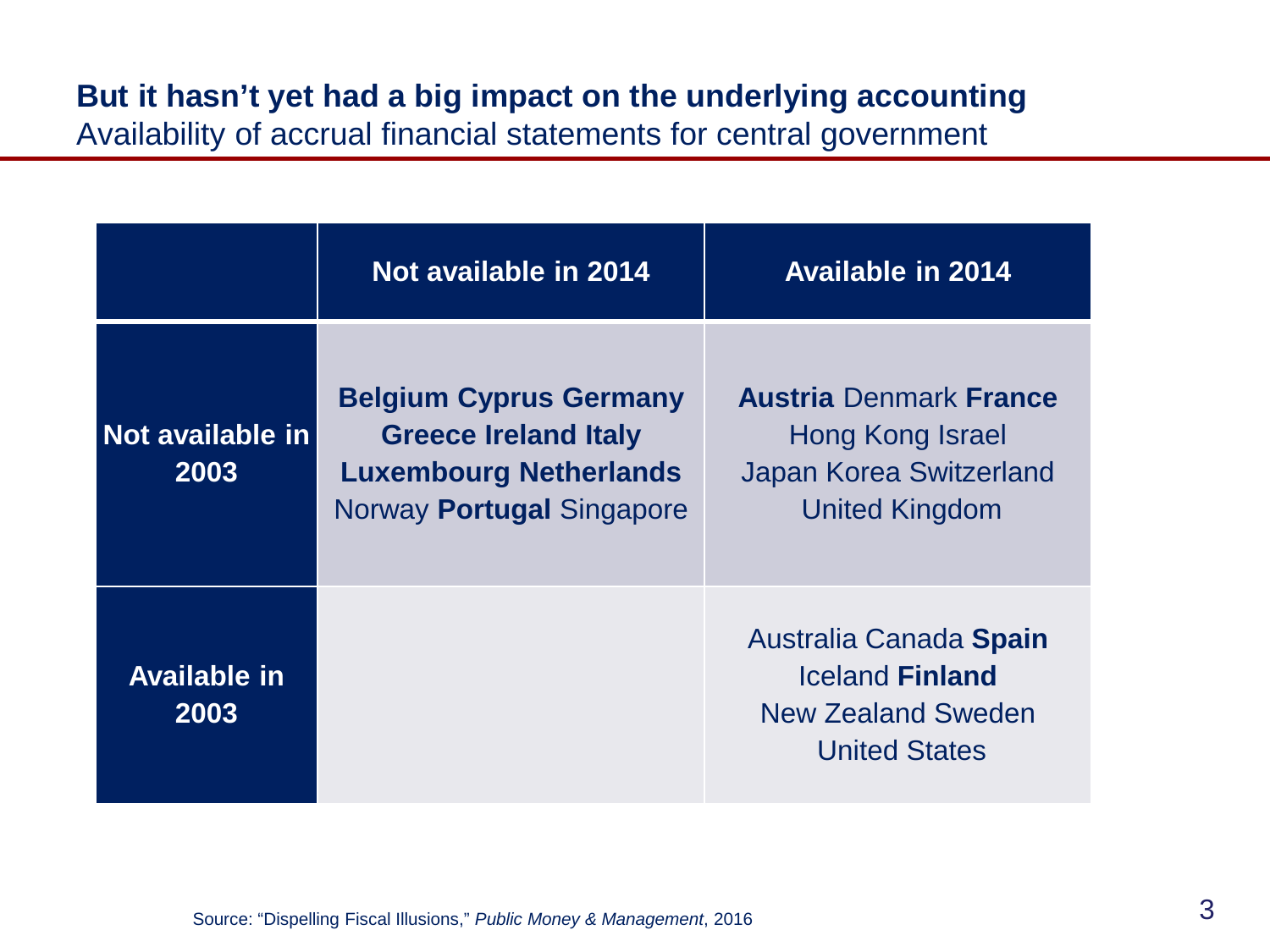## But it hasn't yet had a big impact on the underlying accounting

Availability of accrual financial statements for central government

| | Not available in 2014 | Available in 2014 |
|---|---|---|
| **Not available in 2003** | **Belgium Cyprus Germany Greece Ireland Italy Luxembourg Netherlands** Norway **Portugal** Singapore | **Austria** Denmark **France** Hong Kong Israel Japan Korea Switzerland United Kingdom |
| **Available in 2003** | | Australia Canada **Spain** Iceland **Finland** New Zealand Sweden United States |

Source: "Dispelling Fiscal Illusions," *Public Money & Management*, 2016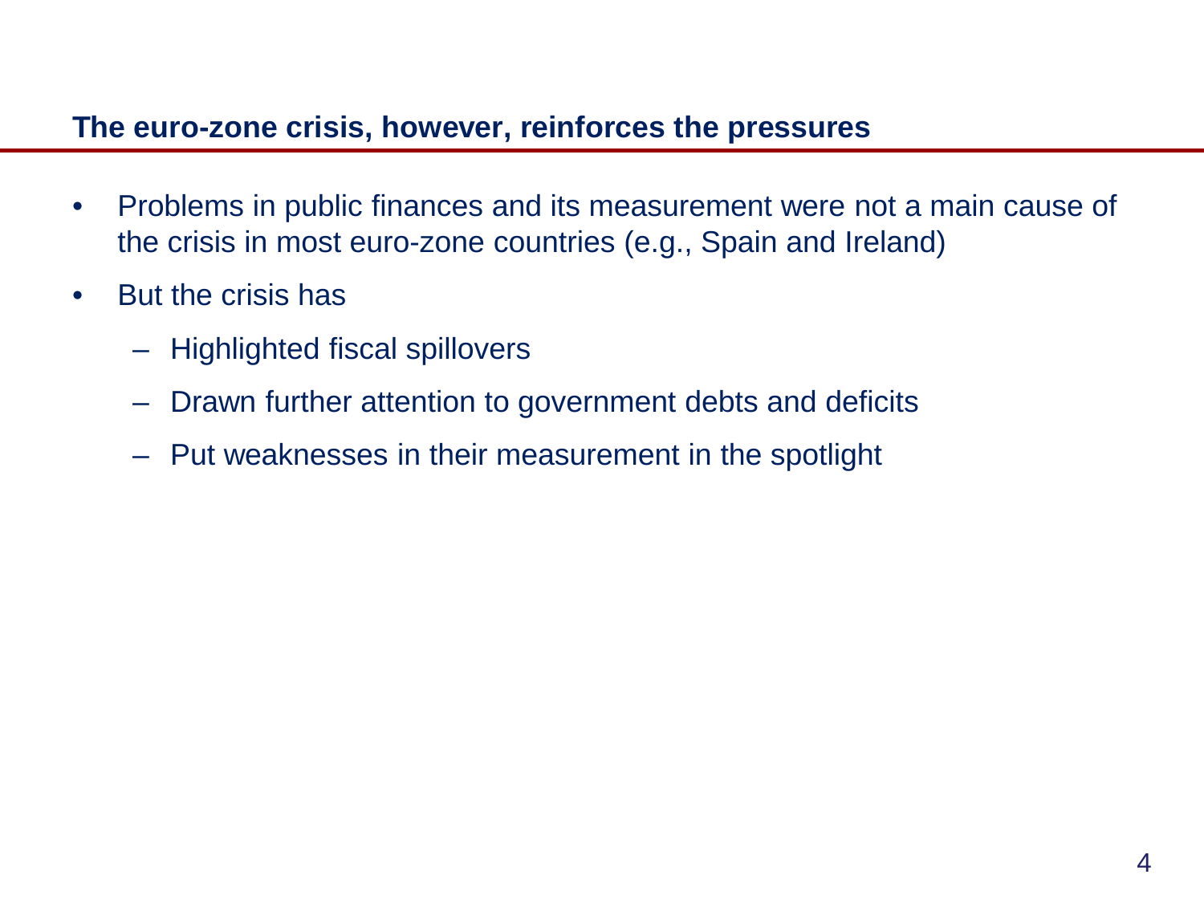## The euro-zone crisis, however, reinforces the pressures

- Problems in public finances and its measurement were not a main cause of the crisis in most euro-zone countries (e.g., Spain and Ireland)
- But the crisis has
  - Highlighted fiscal spillovers
  - Drawn further attention to government debts and deficits
  - Put weaknesses in their measurement in the spotlight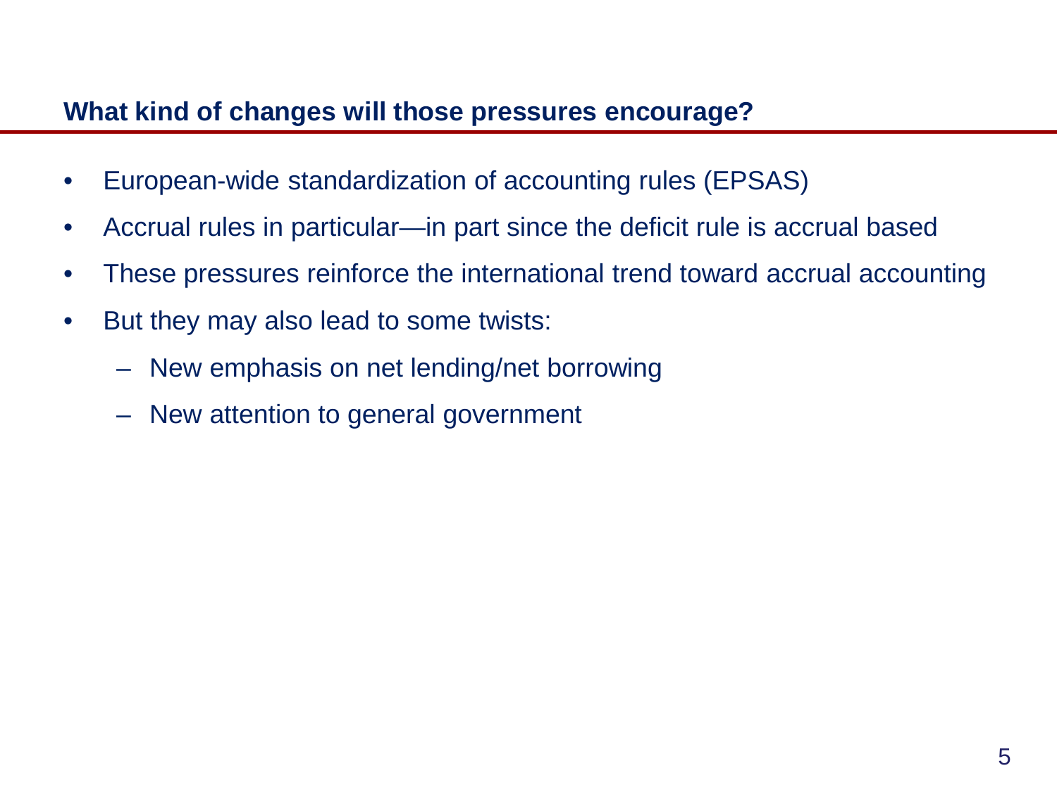## What kind of changes will those pressures encourage?

- European-wide standardization of accounting rules (EPSAS)
- Accrual rules in particular—in part since the deficit rule is accrual based
- These pressures reinforce the international trend toward accrual accounting
- But they may also lead to some twists:
  - New emphasis on net lending/net borrowing
  - New attention to general government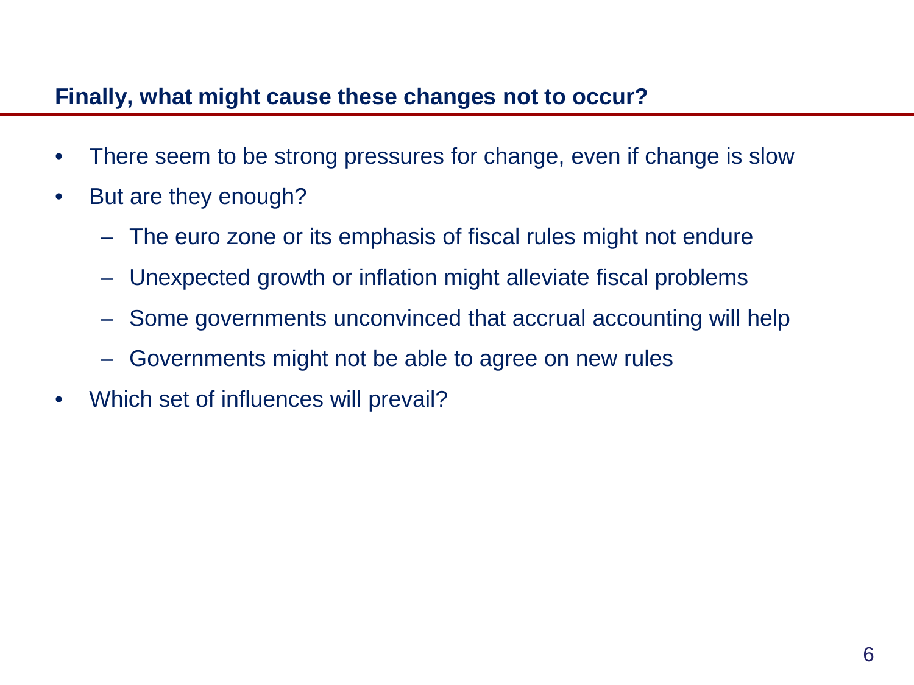## Finally, what might cause these changes not to occur?

- There seem to be strong pressures for change, even if change is slow
- But are they enough?
  - The euro zone or its emphasis of fiscal rules might not endure
  - Unexpected growth or inflation might alleviate fiscal problems
  - Some governments unconvinced that accrual accounting will help
  - Governments might not be able to agree on new rules
- Which set of influences will prevail?